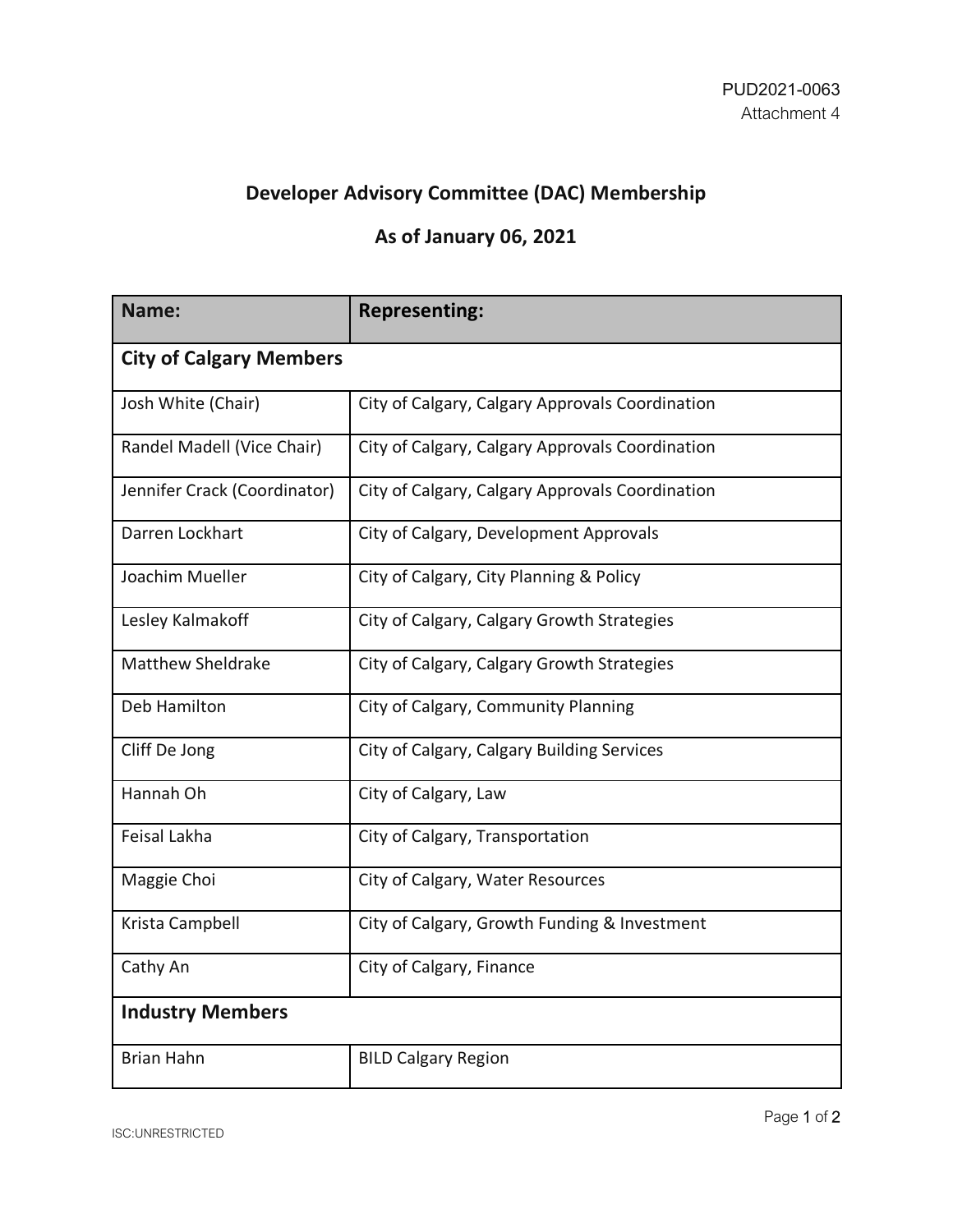PUD2021-0063
Attachment 4

# Developer Advisory Committee (DAC) Membership

## As of January 06, 2021

| Name: | Representing: |
|---|---|
| **City of Calgary Members** | |
| Josh White (Chair) | City of Calgary, Calgary Approvals Coordination |
| Randel Madell (Vice Chair) | City of Calgary, Calgary Approvals Coordination |
| Jennifer Crack (Coordinator) | City of Calgary, Calgary Approvals Coordination |
| Darren Lockhart | City of Calgary, Development Approvals |
| Joachim Mueller | City of Calgary, City Planning & Policy |
| Lesley Kalmakoff | City of Calgary, Calgary Growth Strategies |
| Matthew Sheldrake | City of Calgary, Calgary Growth Strategies |
| Deb Hamilton | City of Calgary, Community Planning |
| Cliff De Jong | City of Calgary, Calgary Building Services |
| Hannah Oh | City of Calgary, Law |
| Feisal Lakha | City of Calgary, Transportation |
| Maggie Choi | City of Calgary, Water Resources |
| Krista Campbell | City of Calgary, Growth Funding & Investment |
| Cathy An | City of Calgary, Finance |
| **Industry Members** | |
| Brian Hahn | BILD Calgary Region |

ISC:UNRESTRICTED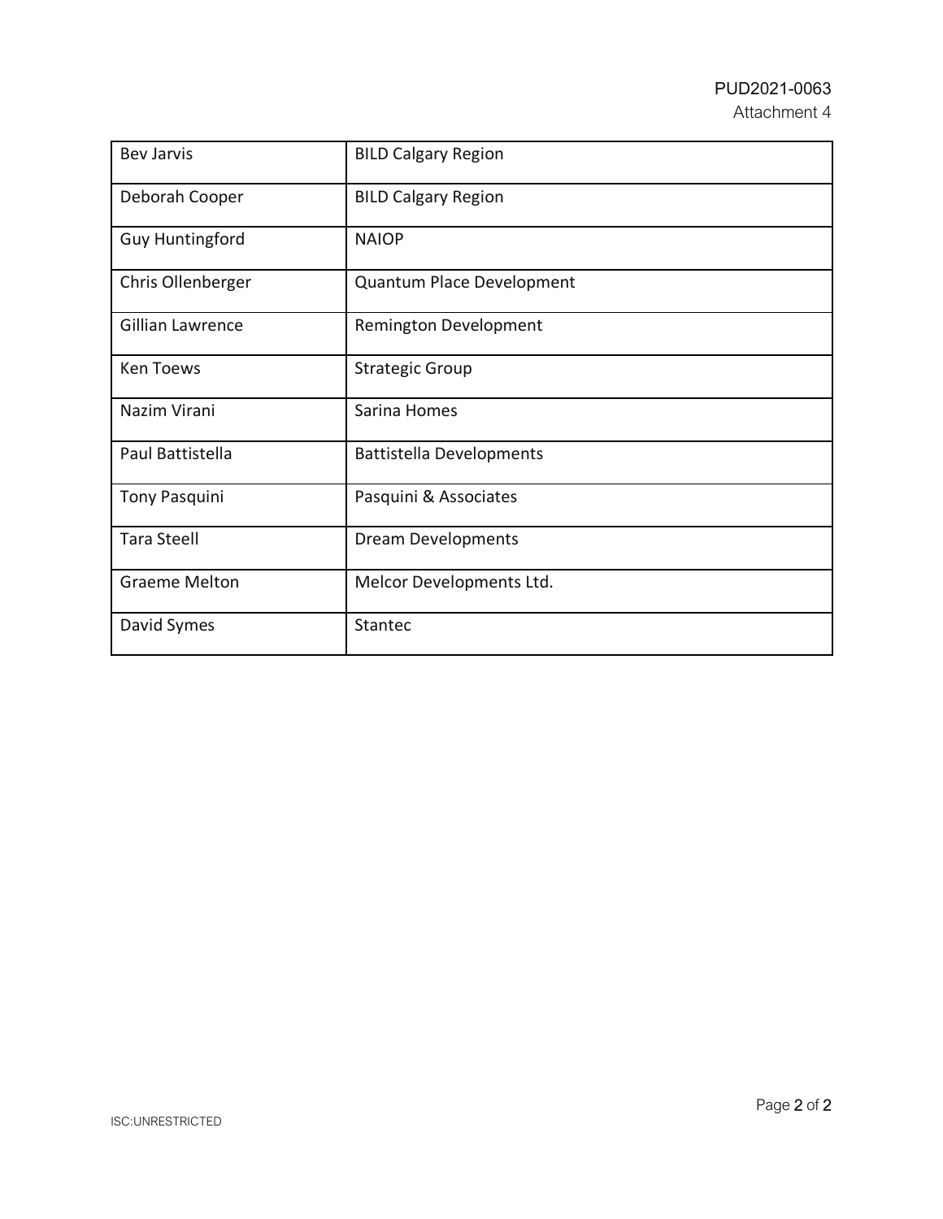| | |
|---|---|
| Bev Jarvis | BILD Calgary Region |
| Deborah Cooper | BILD Calgary Region |
| Guy Huntingford | NAIOP |
| Chris Ollenberger | Quantum Place Development |
| Gillian Lawrence | Remington Development |
| Ken Toews | Strategic Group |
| Nazim Virani | Sarina Homes |
| Paul Battistella | Battistella Developments |
| Tony Pasquini | Pasquini & Associates |
| Tara Steell | Dream Developments |
| Graeme Melton | Melcor Developments Ltd. |
| David Symes | Stantec |